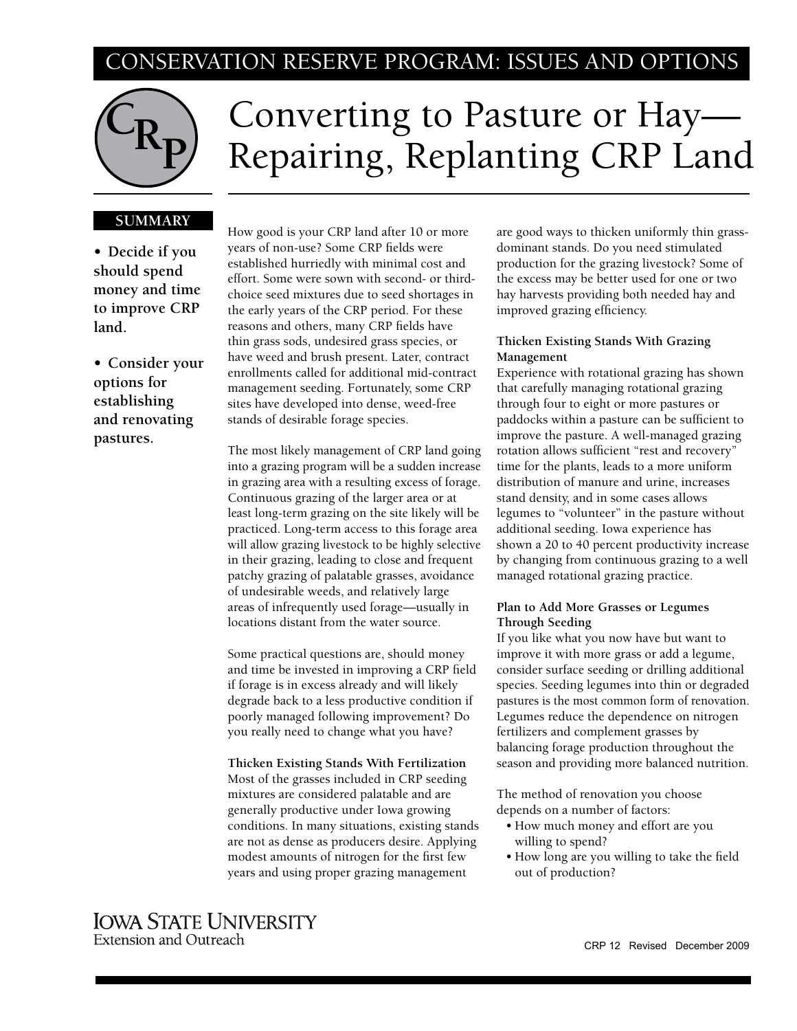CONSERVATION RESERVE PROGRAM: ISSUES AND OPTIONS

# Converting to Pasture or Hay—Repairing, Replanting CRP Land

**SUMMARY**

- **Decide if you should spend money and time to improve CRP land.**
- **Consider your options for establishing and renovating pastures.**

How good is your CRP land after 10 or more years of non-use? Some CRP fields were established hurriedly with minimal cost and effort. Some were sown with second- or third-choice seed mixtures due to seed shortages in the early years of the CRP period. For these reasons and others, many CRP fields have thin grass sods, undesired grass species, or have weed and brush present. Later, contract enrollments called for additional mid-contract management seeding. Fortunately, some CRP sites have developed into dense, weed-free stands of desirable forage species.

The most likely management of CRP land going into a grazing program will be a sudden increase in grazing area with a resulting excess of forage. Continuous grazing of the larger area or at least long-term grazing on the site likely will be practiced. Long-term access to this forage area will allow grazing livestock to be highly selective in their grazing, leading to close and frequent patchy grazing of palatable grasses, avoidance of undesirable weeds, and relatively large areas of infrequently used forage—usually in locations distant from the water source.

Some practical questions are, should money and time be invested in improving a CRP field if forage is in excess already and will likely degrade back to a less productive condition if poorly managed following improvement? Do you really need to change what you have?

### Thicken Existing Stands With Fertilization

Most of the grasses included in CRP seeding mixtures are considered palatable and are generally productive under Iowa growing conditions. In many situations, existing stands are not as dense as producers desire. Applying modest amounts of nitrogen for the first few years and using proper grazing management are good ways to thicken uniformly thin grass-dominant stands. Do you need stimulated production for the grazing livestock? Some of the excess may be better used for one or two hay harvests providing both needed hay and improved grazing efficiency.

### Thicken Existing Stands With Grazing Management

Experience with rotational grazing has shown that carefully managing rotational grazing through four to eight or more pastures or paddocks within a pasture can be sufficient to improve the pasture. A well-managed grazing rotation allows sufficient "rest and recovery" time for the plants, leads to a more uniform distribution of manure and urine, increases stand density, and in some cases allows legumes to "volunteer" in the pasture without additional seeding. Iowa experience has shown a 20 to 40 percent productivity increase by changing from continuous grazing to a well managed rotational grazing practice.

### Plan to Add More Grasses or Legumes Through Seeding

If you like what you now have but want to improve it with more grass or add a legume, consider surface seeding or drilling additional species. Seeding legumes into thin or degraded pastures is the most common form of renovation. Legumes reduce the dependence on nitrogen fertilizers and complement grasses by balancing forage production throughout the season and providing more balanced nutrition.

The method of renovation you choose depends on a number of factors:

- How much money and effort are you willing to spend?
- How long are you willing to take the field out of production?

IOWA STATE UNIVERSITY
Extension and Outreach

CRP 12 Revised December 2009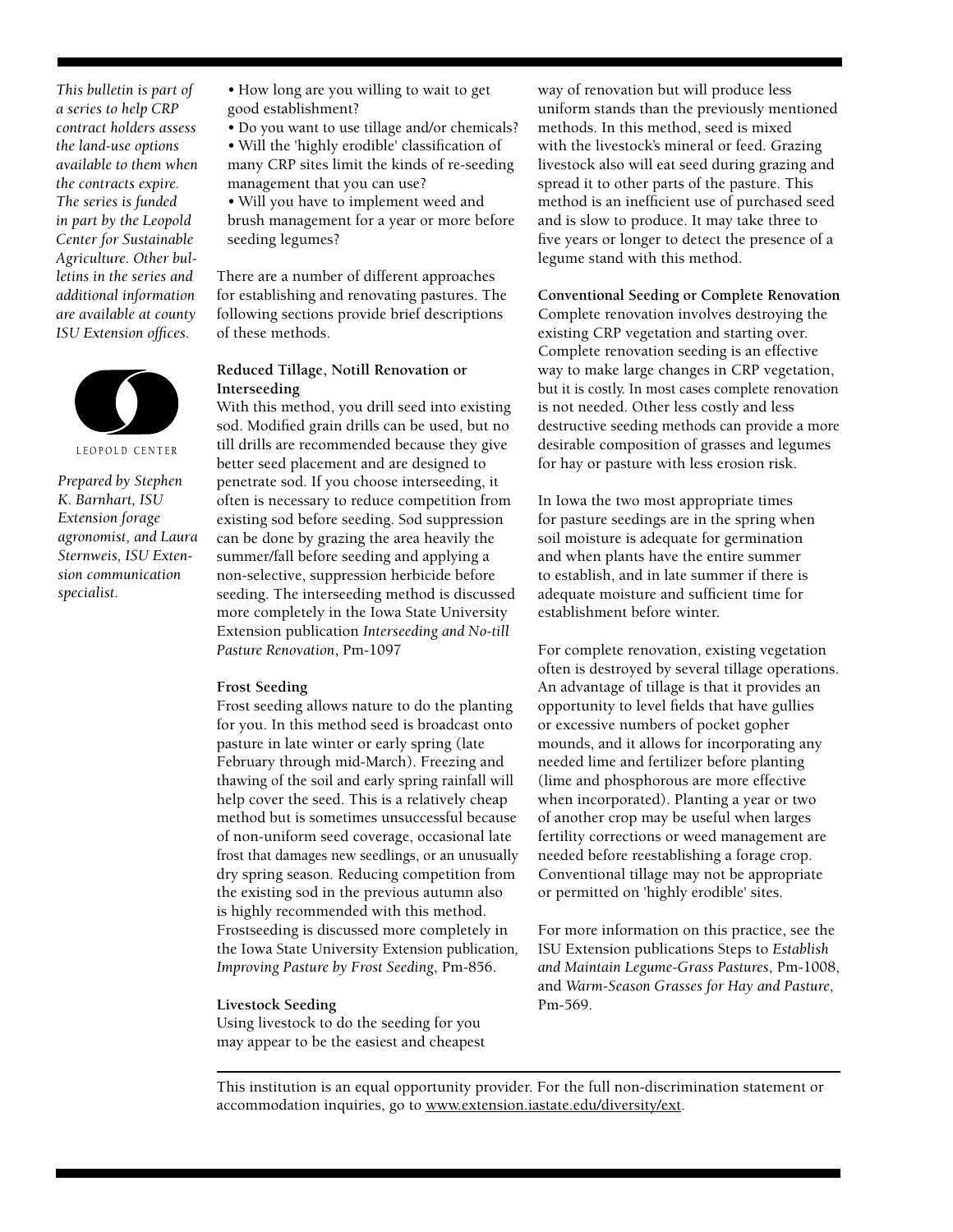*This bulletin is part of a series to help CRP contract holders assess the land-use options available to them when the contracts expire. The series is funded in part by the Leopold Center for Sustainable Agriculture. Other bulletins in the series and additional information are available at county ISU Extension offices.*

LEOPOLD CENTER

*Prepared by Stephen K. Barnhart, ISU Extension forage agronomist, and Laura Sternweis, ISU Extension communication specialist.*

- How long are you willing to wait to get good establishment?
- Do you want to use tillage and/or chemicals?
- Will the 'highly erodible' classification of many CRP sites limit the kinds of re-seeding management that you can use?
- Will you have to implement weed and brush management for a year or more before seeding legumes?

There are a number of different approaches for establishing and renovating pastures. The following sections provide brief descriptions of these methods.

**Reduced Tillage, Notill Renovation or Interseeding**

With this method, you drill seed into existing sod. Modified grain drills can be used, but no till drills are recommended because they give better seed placement and are designed to penetrate sod. If you choose interseeding, it often is necessary to reduce competition from existing sod before seeding. Sod suppression can be done by grazing the area heavily the summer/fall before seeding and applying a non-selective, suppression herbicide before seeding. The interseeding method is discussed more completely in the Iowa State University Extension publication *Interseeding and No-till Pasture Renovation*, Pm-1097

**Frost Seeding**

Frost seeding allows nature to do the planting for you. In this method seed is broadcast onto pasture in late winter or early spring (late February through mid-March). Freezing and thawing of the soil and early spring rainfall will help cover the seed. This is a relatively cheap method but is sometimes unsuccessful because of non-uniform seed coverage, occasional late frost that damages new seedlings, or an unusually dry spring season. Reducing competition from the existing sod in the previous autumn also is highly recommended with this method. Frostseeding is discussed more completely in the Iowa State University Extension publication, *Improving Pasture by Frost Seeding*, Pm-856.

**Livestock Seeding**

Using livestock to do the seeding for you may appear to be the easiest and cheapest way of renovation but will produce less uniform stands than the previously mentioned methods. In this method, seed is mixed with the livestock's mineral or feed. Grazing livestock also will eat seed during grazing and spread it to other parts of the pasture. This method is an inefficient use of purchased seed and is slow to produce. It may take three to five years or longer to detect the presence of a legume stand with this method.

**Conventional Seeding or Complete Renovation**

Complete renovation involves destroying the existing CRP vegetation and starting over. Complete renovation seeding is an effective way to make large changes in CRP vegetation, but it is costly. In most cases complete renovation is not needed. Other less costly and less destructive seeding methods can provide a more desirable composition of grasses and legumes for hay or pasture with less erosion risk.

In Iowa the two most appropriate times for pasture seedings are in the spring when soil moisture is adequate for germination and when plants have the entire summer to establish, and in late summer if there is adequate moisture and sufficient time for establishment before winter.

For complete renovation, existing vegetation often is destroyed by several tillage operations. An advantage of tillage is that it provides an opportunity to level fields that have gullies or excessive numbers of pocket gopher mounds, and it allows for incorporating any needed lime and fertilizer before planting (lime and phosphorous are more effective when incorporated). Planting a year or two of another crop may be useful when larges fertility corrections or weed management are needed before reestablishing a forage crop. Conventional tillage may not be appropriate or permitted on 'highly erodible' sites.

For more information on this practice, see the ISU Extension publications Steps to *Establish and Maintain Legume-Grass Pastures*, Pm-1008, and *Warm-Season Grasses for Hay and Pasture*, Pm-569.

This institution is an equal opportunity provider. For the full non-discrimination statement or accommodation inquiries, go to www.extension.iastate.edu/diversity/ext.